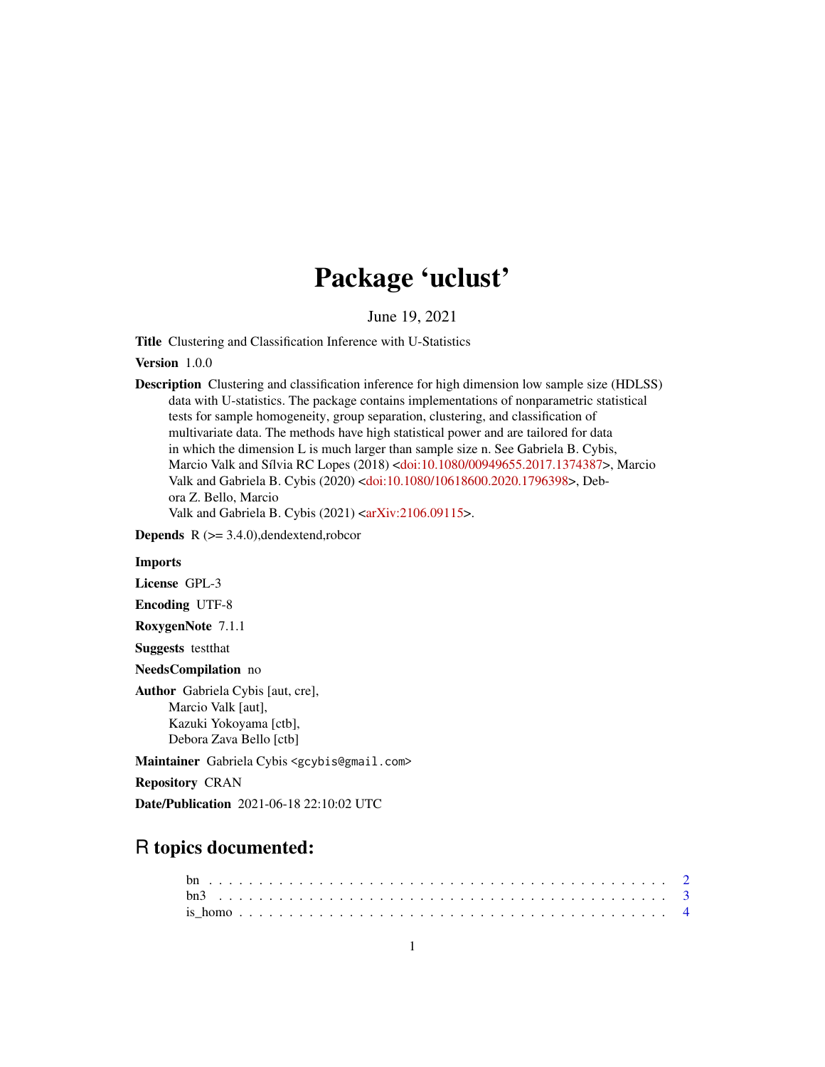# Package 'uclust'

June 19, 2021

**Title** Clustering and Classification Inference with U-Statistics

**Version** 1.0.0

**Description** Clustering and classification inference for high dimension low sample size (HDLSS) data with U-statistics. The package contains implementations of nonparametric statistical tests for sample homogeneity, group separation, clustering, and classification of multivariate data. The methods have high statistical power and are tailored for data in which the dimension L is much larger than sample size n. See Gabriela B. Cybis, Marcio Valk and Sílvia RC Lopes (2018) <doi:10.1080/00949655.2017.1374387>, Marcio Valk and Gabriela B. Cybis (2020) <doi:10.1080/10618600.2020.1796398>, Debora Z. Bello, Marcio Valk and Gabriela B. Cybis (2021) <arXiv:2106.09115>.

**Depends** R (>= 3.4.0),dendextend,robcor

**Imports**

**License** GPL-3

**Encoding** UTF-8

**RoxygenNote** 7.1.1

**Suggests** testthat

**NeedsCompilation** no

**Author** Gabriela Cybis [aut, cre],
Marcio Valk [aut],
Kazuki Yokoyama [ctb],
Debora Zava Bello [ctb]

**Maintainer** Gabriela Cybis <gcybis@gmail.com>

**Repository** CRAN

**Date/Publication** 2021-06-18 22:10:02 UTC

## R topics documented:

bn . . . . . . . . . . . . . . . . . . . . . . . . . . . . . . . . . . . . . . . . . . . 2
bn3 . . . . . . . . . . . . . . . . . . . . . . . . . . . . . . . . . . . . . . . . . . . 3
is_homo . . . . . . . . . . . . . . . . . . . . . . . . . . . . . . . . . . . . . . . . 4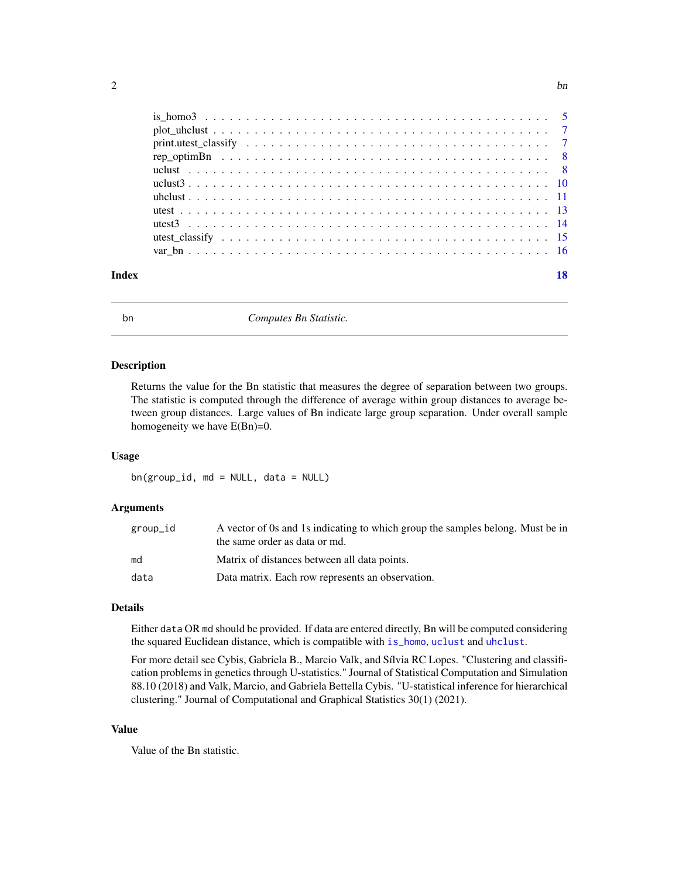is_homo3 . . . . . . . . . . . . . . . . . . . . . . . . . . . . . . . . . . . . . . . . 5
plot_uhclust . . . . . . . . . . . . . . . . . . . . . . . . . . . . . . . . . . . . . . . . 7
print.utest_classify . . . . . . . . . . . . . . . . . . . . . . . . . . . . . . . . . . . . 7
rep_optimBn . . . . . . . . . . . . . . . . . . . . . . . . . . . . . . . . . . . . . . . . 8
uclust . . . . . . . . . . . . . . . . . . . . . . . . . . . . . . . . . . . . . . . . . . . 8
uclust3 . . . . . . . . . . . . . . . . . . . . . . . . . . . . . . . . . . . . . . . . . . 10
uhclust . . . . . . . . . . . . . . . . . . . . . . . . . . . . . . . . . . . . . . . . . . 11
utest . . . . . . . . . . . . . . . . . . . . . . . . . . . . . . . . . . . . . . . . . . . 13
utest3 . . . . . . . . . . . . . . . . . . . . . . . . . . . . . . . . . . . . . . . . . . . 14
utest_classify . . . . . . . . . . . . . . . . . . . . . . . . . . . . . . . . . . . . . . . 15
var_bn . . . . . . . . . . . . . . . . . . . . . . . . . . . . . . . . . . . . . . . . . . . 16

**Index** **18**

---

## bn — *Computes Bn Statistic.*

### Description

Returns the value for the Bn statistic that measures the degree of separation between two groups. The statistic is computed through the difference of average within group distances to average between group distances. Large values of Bn indicate large group separation. Under overall sample homogeneity we have E(Bn)=0.

### Usage

```
bn(group_id, md = NULL, data = NULL)
```

### Arguments

| | |
|---|---|
| `group_id` | A vector of 0s and 1s indicating to which group the samples belong. Must be in the same order as data or md. |
| `md` | Matrix of distances between all data points. |
| `data` | Data matrix. Each row represents an observation. |

### Details

Either `data` OR `md` should be provided. If data are entered directly, Bn will be computed considering the squared Euclidean distance, which is compatible with `is_homo`, `uclust` and `uhclust`.

For more detail see Cybis, Gabriela B., Marcio Valk, and Sílvia RC Lopes. "Clustering and classification problems in genetics through U-statistics." Journal of Statistical Computation and Simulation 88.10 (2018) and Valk, Marcio, and Gabriela Bettella Cybis. "U-statistical inference for hierarchical clustering." Journal of Computational and Graphical Statistics 30(1) (2021).

### Value

Value of the Bn statistic.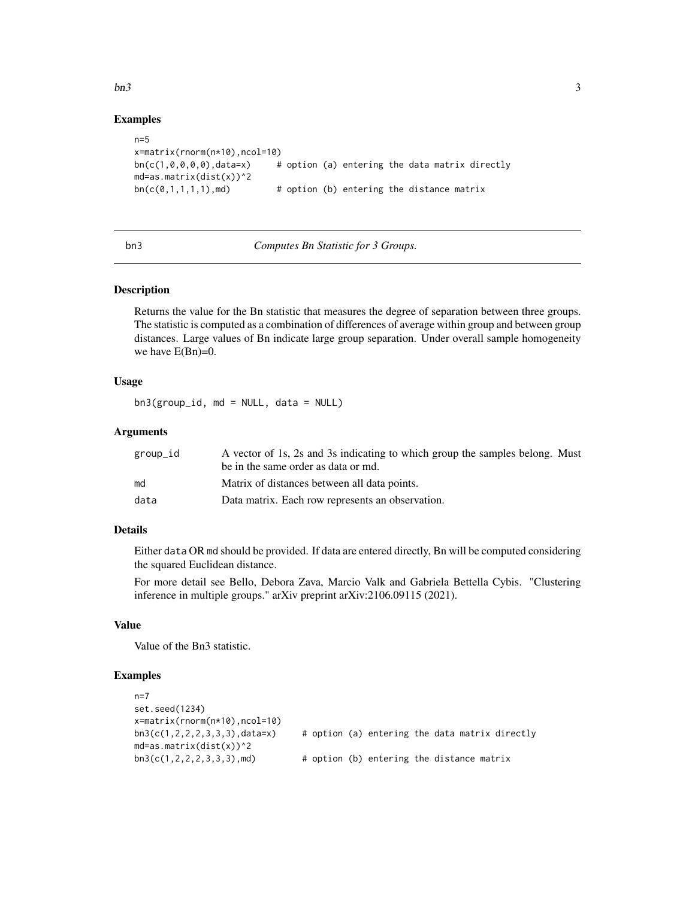### Examples

```
n=5
x=matrix(rnorm(n*10),ncol=10)
bn(c(1,0,0,0,0),data=x)     # option (a) entering the data matrix directly
md=as.matrix(dist(x))^2
bn(c(0,1,1,1,1),md)         # option (b) entering the distance matrix
```

---

## bn3 — *Computes Bn Statistic for 3 Groups.*

### Description

Returns the value for the Bn statistic that measures the degree of separation between three groups. The statistic is computed as a combination of differences of average within group and between group distances. Large values of Bn indicate large group separation. Under overall sample homogeneity we have E(Bn)=0.

### Usage

```
bn3(group_id, md = NULL, data = NULL)
```

### Arguments

| | |
|---|---|
| group_id | A vector of 1s, 2s and 3s indicating to which group the samples belong. Must be in the same order as data or md. |
| md | Matrix of distances between all data points. |
| data | Data matrix. Each row represents an observation. |

### Details

Either data OR md should be provided. If data are entered directly, Bn will be computed considering the squared Euclidean distance.

For more detail see Bello, Debora Zava, Marcio Valk and Gabriela Bettella Cybis. "Clustering inference in multiple groups." arXiv preprint arXiv:2106.09115 (2021).

### Value

Value of the Bn3 statistic.

### Examples

```
n=7
set.seed(1234)
x=matrix(rnorm(n*10),ncol=10)
bn3(c(1,2,2,2,3,3,3),data=x)     # option (a) entering the data matrix directly
md=as.matrix(dist(x))^2
bn3(c(1,2,2,2,3,3,3),md)         # option (b) entering the distance matrix
```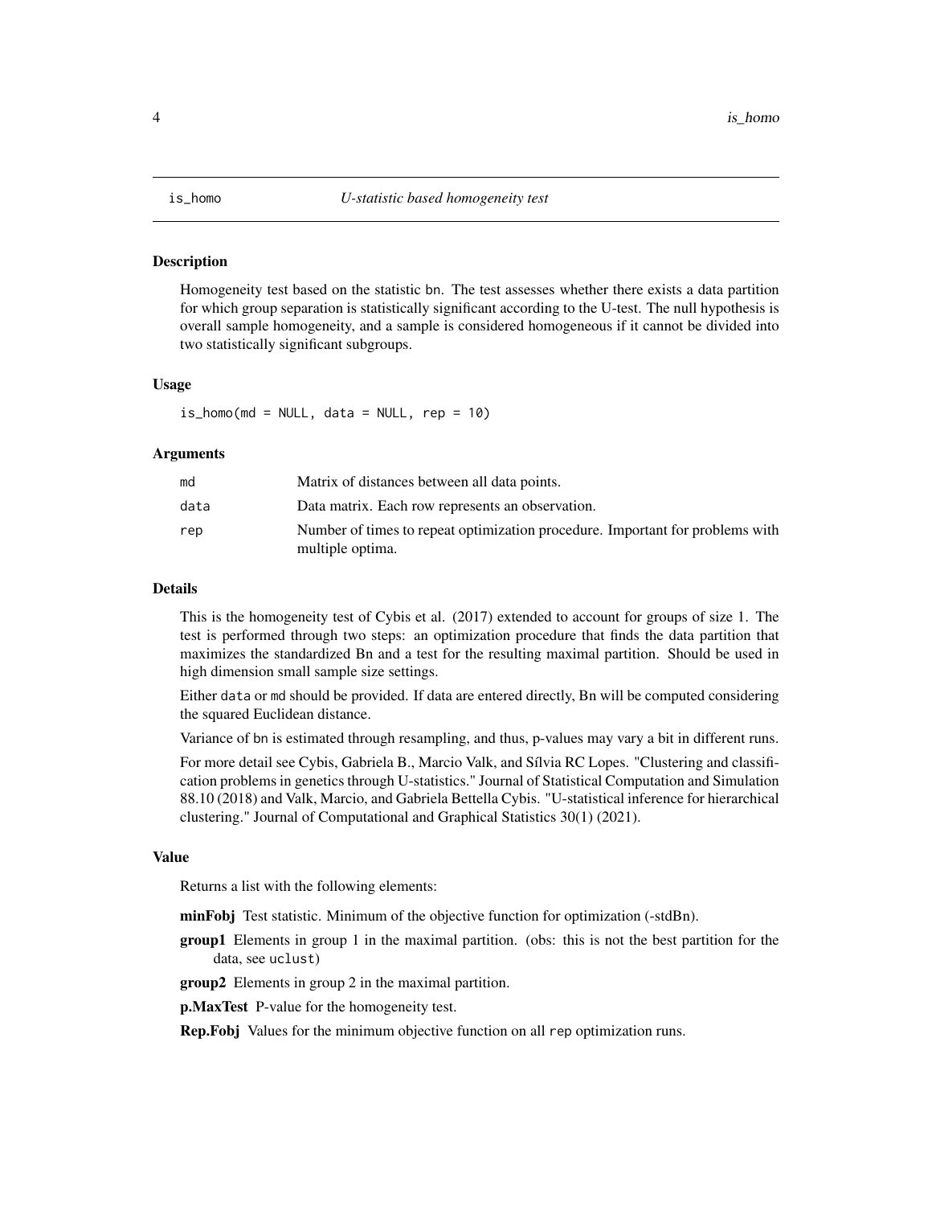# is_homo — *U-statistic based homogeneity test*

## Description

Homogeneity test based on the statistic bn. The test assesses whether there exists a data partition for which group separation is statistically significant according to the U-test. The null hypothesis is overall sample homogeneity, and a sample is considered homogeneous if it cannot be divided into two statistically significant subgroups.

## Usage

```
is_homo(md = NULL, data = NULL, rep = 10)
```

## Arguments

| | |
|---|---|
| md | Matrix of distances between all data points. |
| data | Data matrix. Each row represents an observation. |
| rep | Number of times to repeat optimization procedure. Important for problems with multiple optima. |

## Details

This is the homogeneity test of Cybis et al. (2017) extended to account for groups of size 1. The test is performed through two steps: an optimization procedure that finds the data partition that maximizes the standardized Bn and a test for the resulting maximal partition. Should be used in high dimension small sample size settings.

Either data or md should be provided. If data are entered directly, Bn will be computed considering the squared Euclidean distance.

Variance of bn is estimated through resampling, and thus, p-values may vary a bit in different runs.

For more detail see Cybis, Gabriela B., Marcio Valk, and Sílvia RC Lopes. "Clustering and classification problems in genetics through U-statistics." Journal of Statistical Computation and Simulation 88.10 (2018) and Valk, Marcio, and Gabriela Bettella Cybis. "U-statistical inference for hierarchical clustering." Journal of Computational and Graphical Statistics 30(1) (2021).

## Value

Returns a list with the following elements:

**minFobj** Test statistic. Minimum of the objective function for optimization (-stdBn).

**group1** Elements in group 1 in the maximal partition. (obs: this is not the best partition for the data, see uclust)

**group2** Elements in group 2 in the maximal partition.

**p.MaxTest** P-value for the homogeneity test.

**Rep.Fobj** Values for the minimum objective function on all rep optimization runs.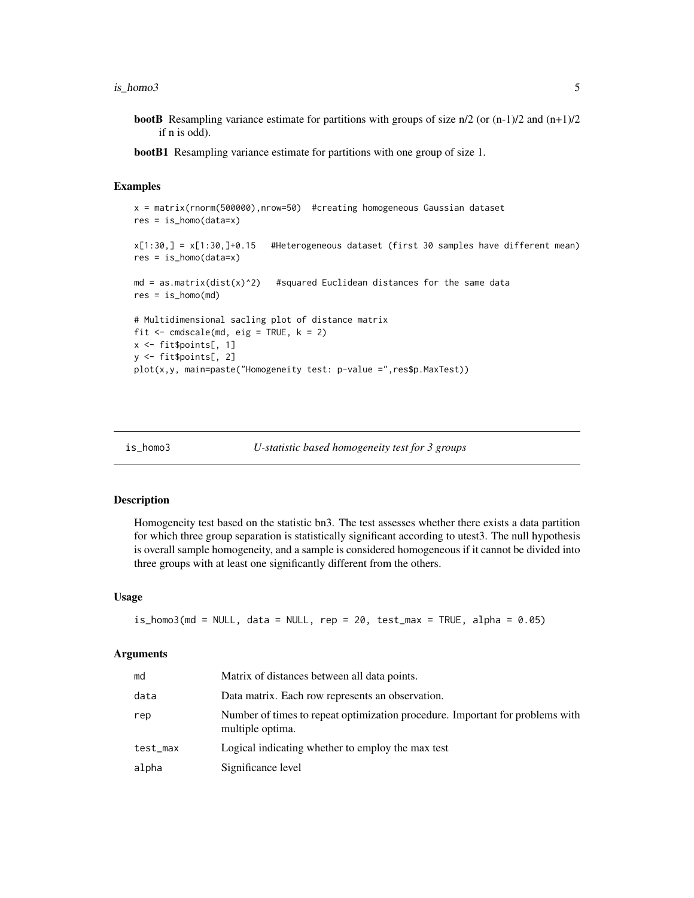**bootB** Resampling variance estimate for partitions with groups of size n/2 (or (n-1)/2 and (n+1)/2 if n is odd).

**bootB1** Resampling variance estimate for partitions with one group of size 1.

### Examples

```
x = matrix(rnorm(500000),nrow=50)  #creating homogeneous Gaussian dataset
res = is_homo(data=x)

x[1:30,] = x[1:30,]+0.15   #Heterogeneous dataset (first 30 samples have different mean)
res = is_homo(data=x)

md = as.matrix(dist(x)^2)   #squared Euclidean distances for the same data
res = is_homo(md)

# Multidimensional sacling plot of distance matrix
fit <- cmdscale(md, eig = TRUE, k = 2)
x <- fit$points[, 1]
y <- fit$points[, 2]
plot(x,y, main=paste("Homogeneity test: p-value =",res$p.MaxTest))
```

---

## is_homo3 — *U-statistic based homogeneity test for 3 groups*

### Description

Homogeneity test based on the statistic bn3. The test assesses whether there exists a data partition for which three group separation is statistically significant according to utest3. The null hypothesis is overall sample homogeneity, and a sample is considered homogeneous if it cannot be divided into three groups with at least one significantly different from the others.

### Usage

```
is_homo3(md = NULL, data = NULL, rep = 20, test_max = TRUE, alpha = 0.05)
```

### Arguments

| Argument | Description |
|---|---|
| md | Matrix of distances between all data points. |
| data | Data matrix. Each row represents an observation. |
| rep | Number of times to repeat optimization procedure. Important for problems with multiple optima. |
| test_max | Logical indicating whether to employ the max test |
| alpha | Significance level |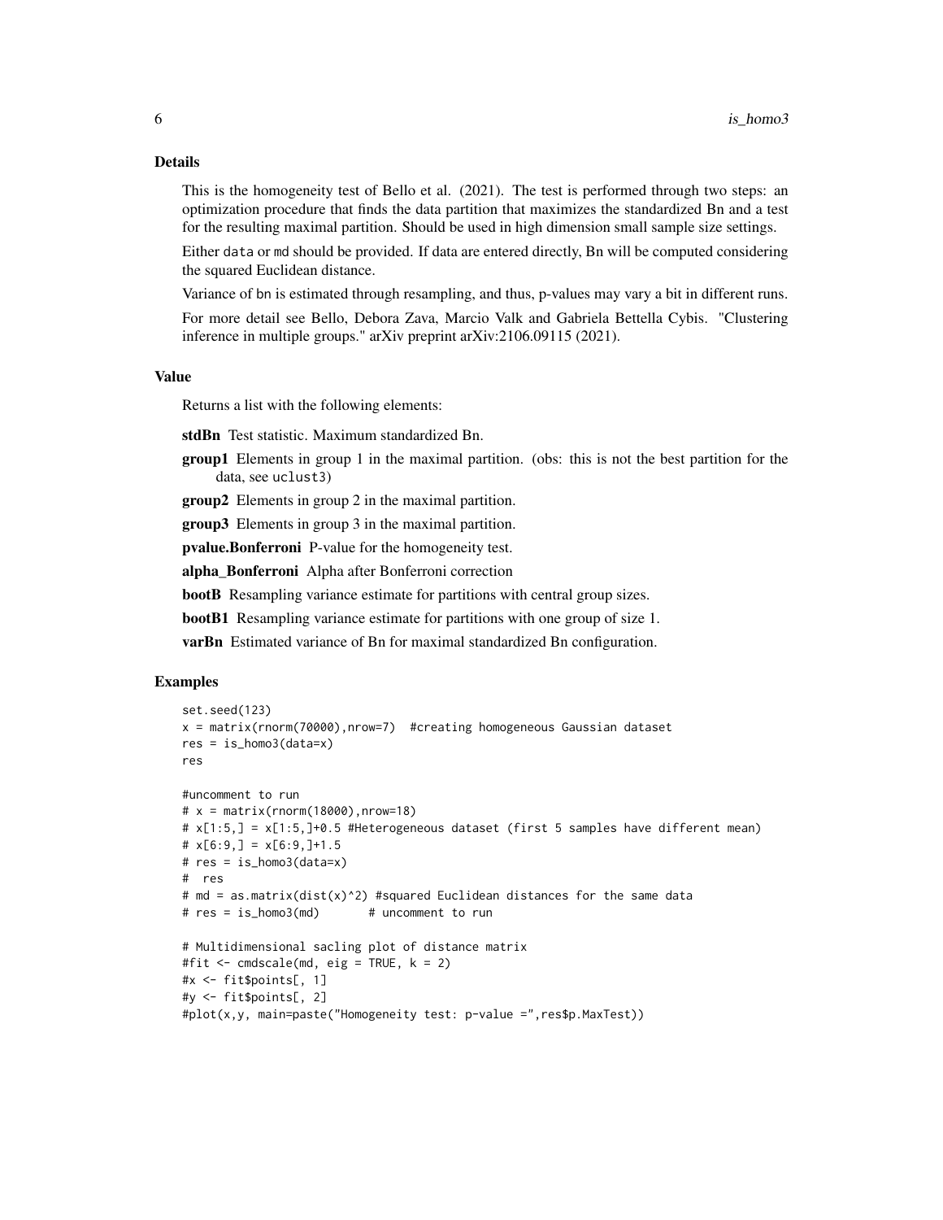### Details

This is the homogeneity test of Bello et al. (2021). The test is performed through two steps: an optimization procedure that finds the data partition that maximizes the standardized Bn and a test for the resulting maximal partition. Should be used in high dimension small sample size settings.

Either `data` or `md` should be provided. If data are entered directly, Bn will be computed considering the squared Euclidean distance.

Variance of `bn` is estimated through resampling, and thus, p-values may vary a bit in different runs.

For more detail see Bello, Debora Zava, Marcio Valk and Gabriela Bettella Cybis. "Clustering inference in multiple groups." arXiv preprint arXiv:2106.09115 (2021).

### Value

Returns a list with the following elements:

**stdBn** Test statistic. Maximum standardized Bn.

**group1** Elements in group 1 in the maximal partition. (obs: this is not the best partition for the data, see `uclust3`)

**group2** Elements in group 2 in the maximal partition.

**group3** Elements in group 3 in the maximal partition.

**pvalue.Bonferroni** P-value for the homogeneity test.

**alpha_Bonferroni** Alpha after Bonferroni correction

**bootB** Resampling variance estimate for partitions with central group sizes.

**bootB1** Resampling variance estimate for partitions with one group of size 1.

**varBn** Estimated variance of Bn for maximal standardized Bn configuration.

### Examples

```
set.seed(123)
x = matrix(rnorm(70000),nrow=7)  #creating homogeneous Gaussian dataset
res = is_homo3(data=x)
res

#uncomment to run
# x = matrix(rnorm(18000),nrow=18)
# x[1:5,] = x[1:5,]+0.5 #Heterogeneous dataset (first 5 samples have different mean)
# x[6:9,] = x[6:9,]+1.5
# res = is_homo3(data=x)
#  res
# md = as.matrix(dist(x)^2) #squared Euclidean distances for the same data
# res = is_homo3(md)       # uncomment to run

# Multidimensional sacling plot of distance matrix
#fit <- cmdscale(md, eig = TRUE, k = 2)
#x <- fit$points[, 1]
#y <- fit$points[, 2]
#plot(x,y, main=paste("Homogeneity test: p-value =",res$p.MaxTest))
```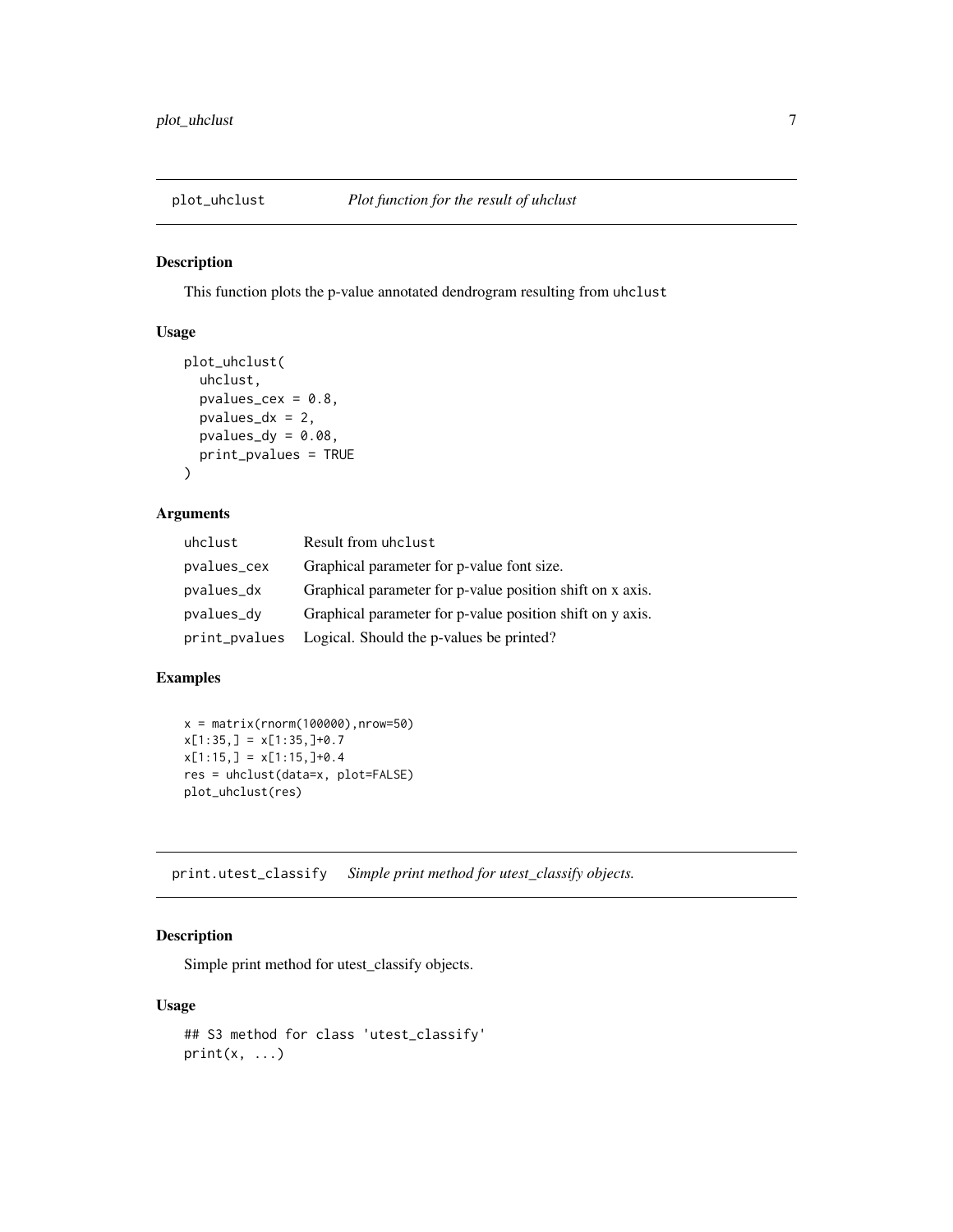## plot_uhclust — *Plot function for the result of uhclust*

### Description

This function plots the p-value annotated dendrogram resulting from `uhclust`

### Usage

```
plot_uhclust(
  uhclust,
  pvalues_cex = 0.8,
  pvalues_dx = 2,
  pvalues_dy = 0.08,
  print_pvalues = TRUE
)
```

### Arguments

| | |
|---|---|
| uhclust | Result from `uhclust` |
| pvalues_cex | Graphical parameter for p-value font size. |
| pvalues_dx | Graphical parameter for p-value position shift on x axis. |
| pvalues_dy | Graphical parameter for p-value position shift on y axis. |
| print_pvalues | Logical. Should the p-values be printed? |

### Examples

```
x = matrix(rnorm(100000),nrow=50)
x[1:35,] = x[1:35,]+0.7
x[1:15,] = x[1:15,]+0.4
res = uhclust(data=x, plot=FALSE)
plot_uhclust(res)
```

## print.utest_classify — *Simple print method for utest_classify objects.*

### Description

Simple print method for utest_classify objects.

### Usage

```
## S3 method for class 'utest_classify'
print(x, ...)
```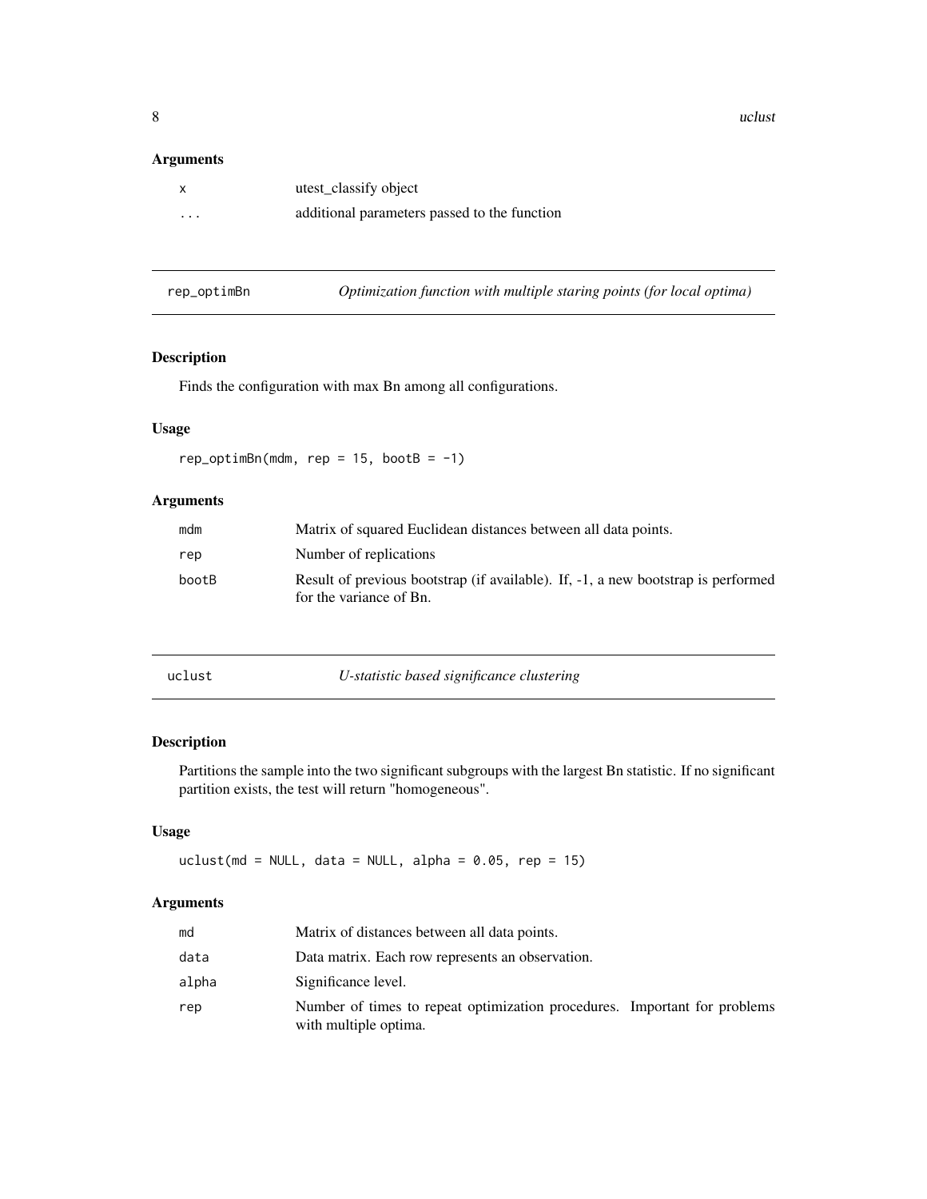### Arguments

| | |
|---|---|
| `x` | utest_classify object |
| `...` | additional parameters passed to the function |

---

## rep_optimBn — *Optimization function with multiple staring points (for local optima)*

### Description

Finds the configuration with max Bn among all configurations.

### Usage

```
rep_optimBn(mdm, rep = 15, bootB = -1)
```

### Arguments

| | |
|---|---|
| `mdm` | Matrix of squared Euclidean distances between all data points. |
| `rep` | Number of replications |
| `bootB` | Result of previous bootstrap (if available). If, -1, a new bootstrap is performed for the variance of Bn. |

---

## uclust — *U-statistic based significance clustering*

### Description

Partitions the sample into the two significant subgroups with the largest Bn statistic. If no significant partition exists, the test will return "homogeneous".

### Usage

```
uclust(md = NULL, data = NULL, alpha = 0.05, rep = 15)
```

### Arguments

| | |
|---|---|
| `md` | Matrix of distances between all data points. |
| `data` | Data matrix. Each row represents an observation. |
| `alpha` | Significance level. |
| `rep` | Number of times to repeat optimization procedures. Important for problems with multiple optima. |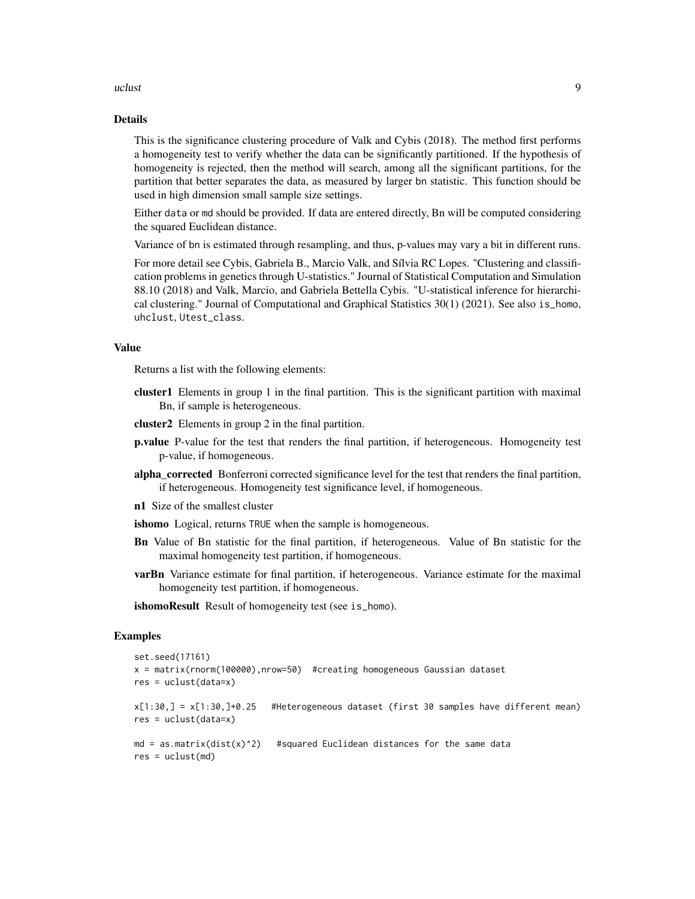## Details

This is the significance clustering procedure of Valk and Cybis (2018). The method first performs a homogeneity test to verify whether the data can be significantly partitioned. If the hypothesis of homogeneity is rejected, then the method will search, among all the significant partitions, for the partition that better separates the data, as measured by larger `bn` statistic. This function should be used in high dimension small sample size settings.

Either `data` or `md` should be provided. If data are entered directly, Bn will be computed considering the squared Euclidean distance.

Variance of `bn` is estimated through resampling, and thus, p-values may vary a bit in different runs.

For more detail see Cybis, Gabriela B., Marcio Valk, and Sílvia RC Lopes. "Clustering and classification problems in genetics through U-statistics." Journal of Statistical Computation and Simulation 88.10 (2018) and Valk, Marcio, and Gabriela Bettella Cybis. "U-statistical inference for hierarchical clustering." Journal of Computational and Graphical Statistics 30(1) (2021). See also `is_homo`, `uhclust`, `Utest_class`.

## Value

Returns a list with the following elements:

- **cluster1** Elements in group 1 in the final partition. This is the significant partition with maximal Bn, if sample is heterogeneous.
- **cluster2** Elements in group 2 in the final partition.
- **p.value** P-value for the test that renders the final partition, if heterogeneous. Homogeneity test p-value, if homogeneous.
- **alpha_corrected** Bonferroni corrected significance level for the test that renders the final partition, if heterogeneous. Homogeneity test significance level, if homogeneous.
- **n1** Size of the smallest cluster
- **ishomo** Logical, returns `TRUE` when the sample is homogeneous.
- **Bn** Value of Bn statistic for the final partition, if heterogeneous. Value of Bn statistic for the maximal homogeneity test partition, if homogeneous.
- **varBn** Variance estimate for final partition, if heterogeneous. Variance estimate for the maximal homogeneity test partition, if homogeneous.
- **ishomoResult** Result of homogeneity test (see `is_homo`).

## Examples

```
set.seed(17161)
x = matrix(rnorm(100000),nrow=50)  #creating homogeneous Gaussian dataset
res = uclust(data=x)

x[1:30,] = x[1:30,]+0.25   #Heterogeneous dataset (first 30 samples have different mean)
res = uclust(data=x)

md = as.matrix(dist(x)^2)   #squared Euclidean distances for the same data
res = uclust(md)
```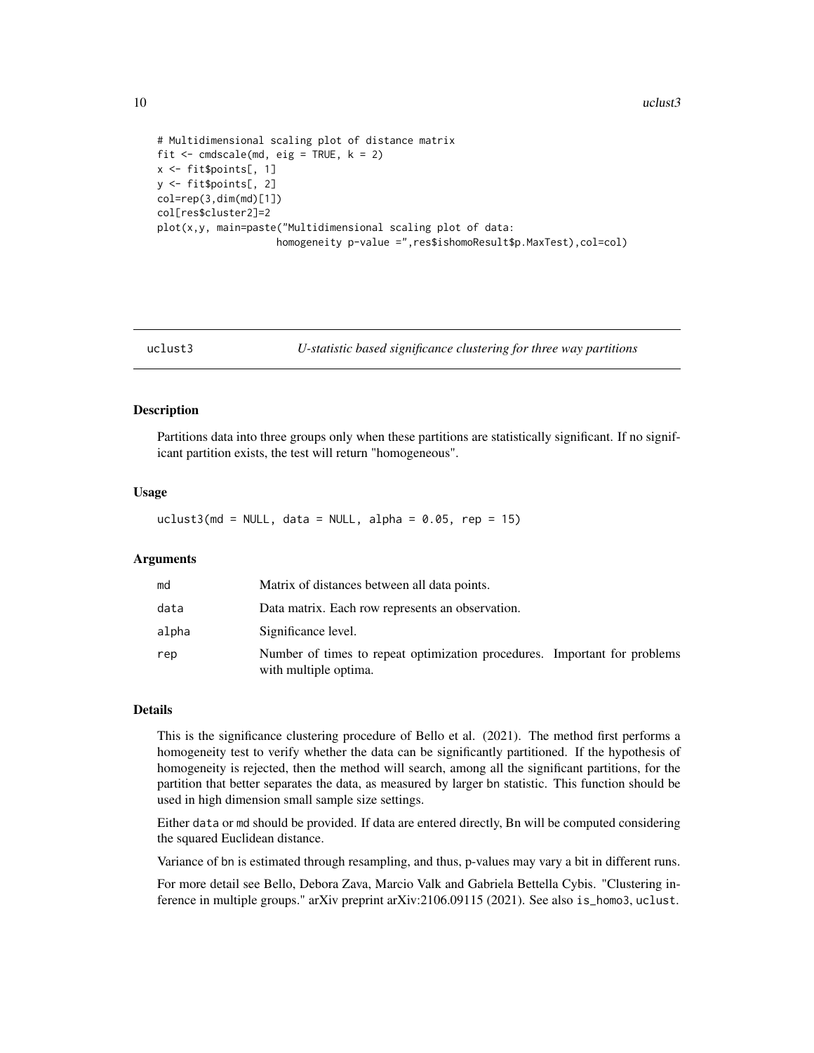```
# Multidimensional scaling plot of distance matrix
fit <- cmdscale(md, eig = TRUE, k = 2)
x <- fit$points[, 1]
y <- fit$points[, 2]
col=rep(3,dim(md)[1])
col[res$cluster2]=2
plot(x,y, main=paste("Multidimensional scaling plot of data:
                    homogeneity p-value =",res$ishomoResult$p.MaxTest),col=col)
```

## uclust3 — *U-statistic based significance clustering for three way partitions*

### Description

Partitions data into three groups only when these partitions are statistically significant. If no significant partition exists, the test will return "homogeneous".

### Usage

```
uclust3(md = NULL, data = NULL, alpha = 0.05, rep = 15)
```

### Arguments

| | |
|---|---|
| md | Matrix of distances between all data points. |
| data | Data matrix. Each row represents an observation. |
| alpha | Significance level. |
| rep | Number of times to repeat optimization procedures. Important for problems with multiple optima. |

### Details

This is the significance clustering procedure of Bello et al. (2021). The method first performs a homogeneity test to verify whether the data can be significantly partitioned. If the hypothesis of homogeneity is rejected, then the method will search, among all the significant partitions, for the partition that better separates the data, as measured by larger bn statistic. This function should be used in high dimension small sample size settings.

Either data or md should be provided. If data are entered directly, Bn will be computed considering the squared Euclidean distance.

Variance of bn is estimated through resampling, and thus, p-values may vary a bit in different runs.

For more detail see Bello, Debora Zava, Marcio Valk and Gabriela Bettella Cybis. "Clustering inference in multiple groups." arXiv preprint arXiv:2106.09115 (2021). See also is_homo3, uclust.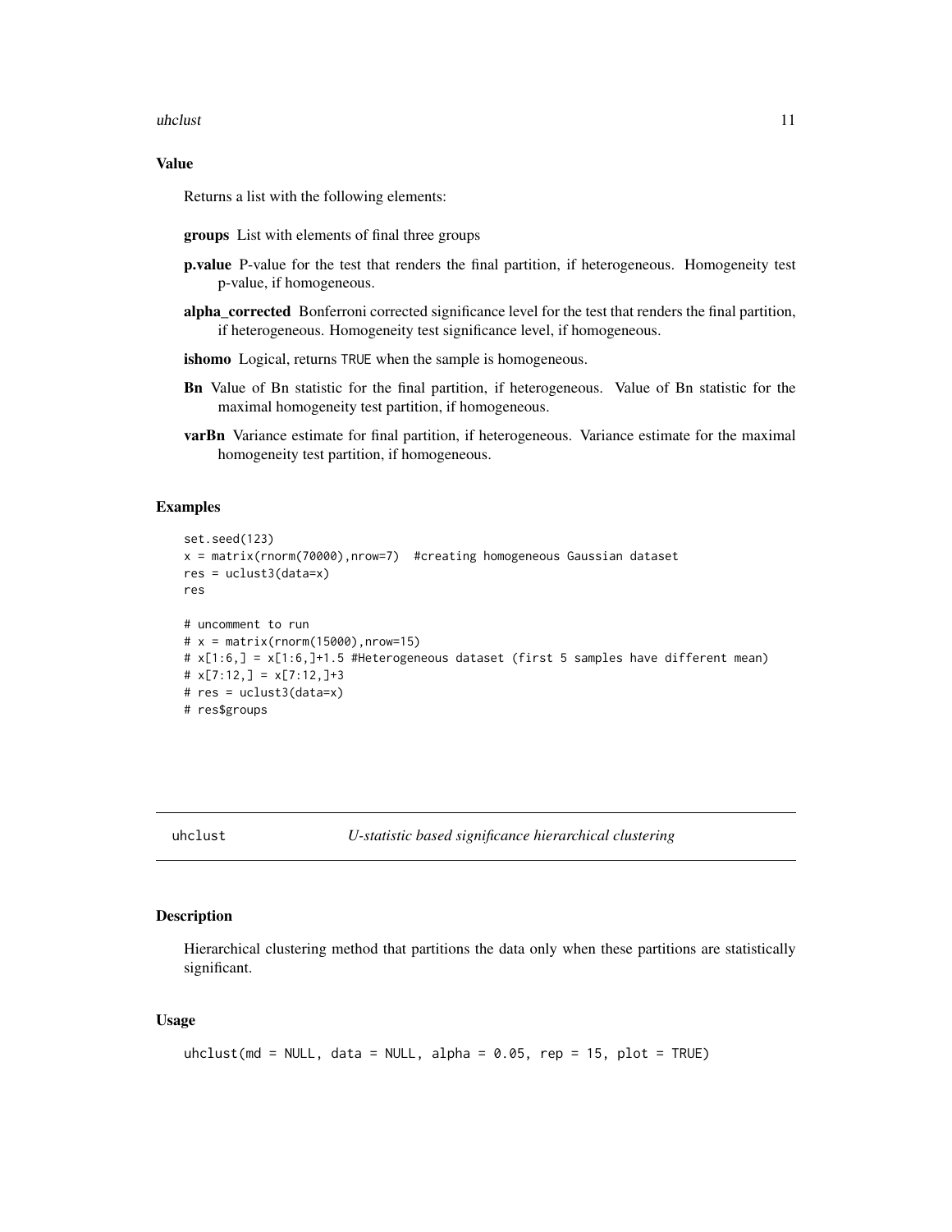### Value

Returns a list with the following elements:

**groups** List with elements of final three groups

**p.value** P-value for the test that renders the final partition, if heterogeneous. Homogeneity test p-value, if homogeneous.

**alpha_corrected** Bonferroni corrected significance level for the test that renders the final partition, if heterogeneous. Homogeneity test significance level, if homogeneous.

**ishomo** Logical, returns TRUE when the sample is homogeneous.

**Bn** Value of Bn statistic for the final partition, if heterogeneous. Value of Bn statistic for the maximal homogeneity test partition, if homogeneous.

**varBn** Variance estimate for final partition, if heterogeneous. Variance estimate for the maximal homogeneity test partition, if homogeneous.

### Examples

```
set.seed(123)
x = matrix(rnorm(70000),nrow=7)  #creating homogeneous Gaussian dataset
res = uclust3(data=x)
res

# uncomment to run
# x = matrix(rnorm(15000),nrow=15)
# x[1:6,] = x[1:6,]+1.5 #Heterogeneous dataset (first 5 samples have different mean)
# x[7:12,] = x[7:12,]+3
# res = uclust3(data=x)
# res$groups
```

---

## uhclust — *U-statistic based significance hierarchical clustering*

### Description

Hierarchical clustering method that partitions the data only when these partitions are statistically significant.

### Usage

```
uhclust(md = NULL, data = NULL, alpha = 0.05, rep = 15, plot = TRUE)
```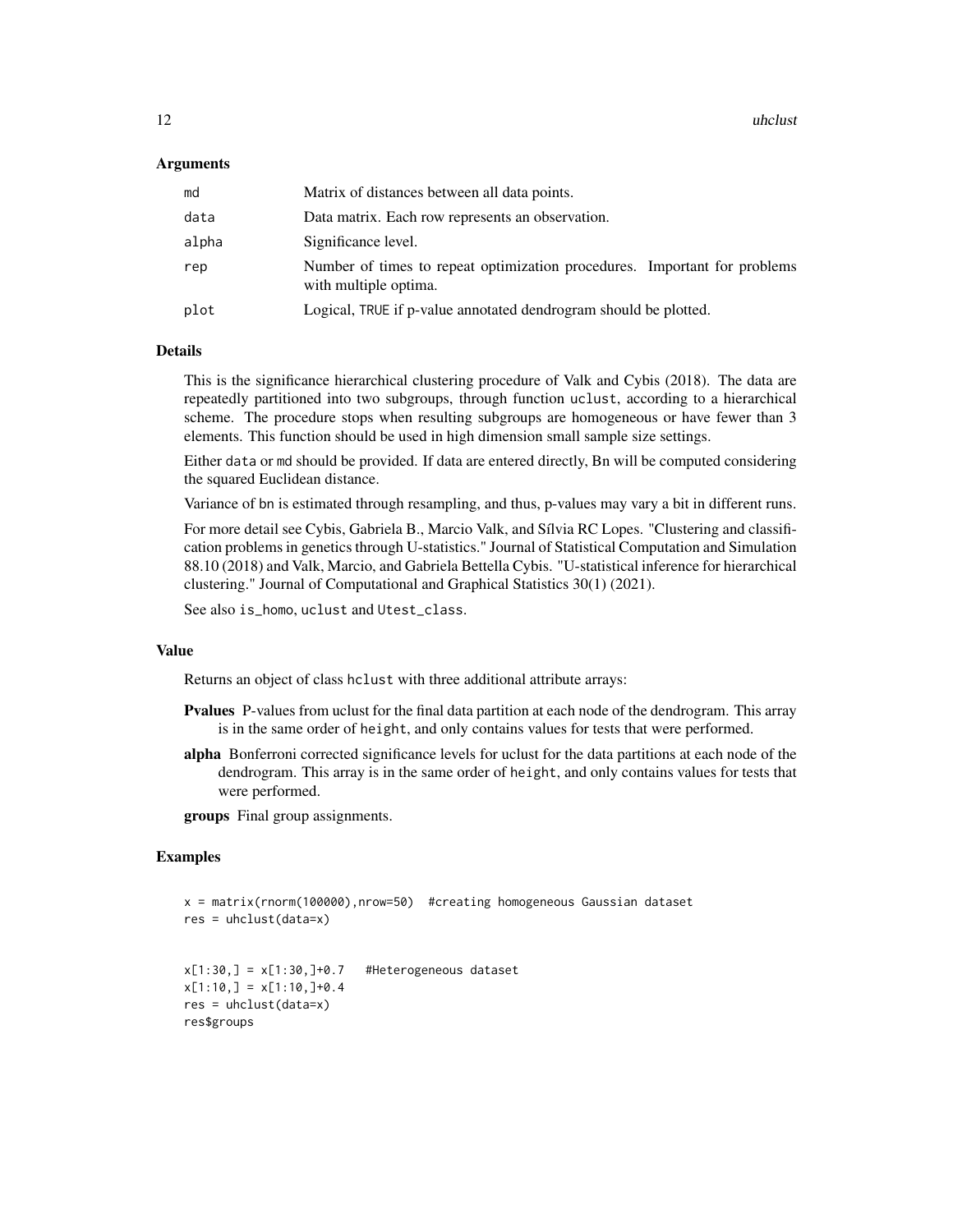### Arguments

| | |
|---|---|
| md | Matrix of distances between all data points. |
| data | Data matrix. Each row represents an observation. |
| alpha | Significance level. |
| rep | Number of times to repeat optimization procedures. Important for problems with multiple optima. |
| plot | Logical, TRUE if p-value annotated dendrogram should be plotted. |

### Details

This is the significance hierarchical clustering procedure of Valk and Cybis (2018). The data are repeatedly partitioned into two subgroups, through function uclust, according to a hierarchical scheme. The procedure stops when resulting subgroups are homogeneous or have fewer than 3 elements. This function should be used in high dimension small sample size settings.

Either data or md should be provided. If data are entered directly, Bn will be computed considering the squared Euclidean distance.

Variance of bn is estimated through resampling, and thus, p-values may vary a bit in different runs.

For more detail see Cybis, Gabriela B., Marcio Valk, and Sílvia RC Lopes. "Clustering and classification problems in genetics through U-statistics." Journal of Statistical Computation and Simulation 88.10 (2018) and Valk, Marcio, and Gabriela Bettella Cybis. "U-statistical inference for hierarchical clustering." Journal of Computational and Graphical Statistics 30(1) (2021).

See also is_homo, uclust and Utest_class.

### Value

Returns an object of class hclust with three additional attribute arrays:

**Pvalues** P-values from uclust for the final data partition at each node of the dendrogram. This array is in the same order of height, and only contains values for tests that were performed.

**alpha** Bonferroni corrected significance levels for uclust for the data partitions at each node of the dendrogram. This array is in the same order of height, and only contains values for tests that were performed.

**groups** Final group assignments.

### Examples

```
x = matrix(rnorm(100000),nrow=50)  #creating homogeneous Gaussian dataset
res = uhclust(data=x)


x[1:30,] = x[1:30,]+0.7   #Heterogeneous dataset
x[1:10,] = x[1:10,]+0.4
res = uhclust(data=x)
res$groups
```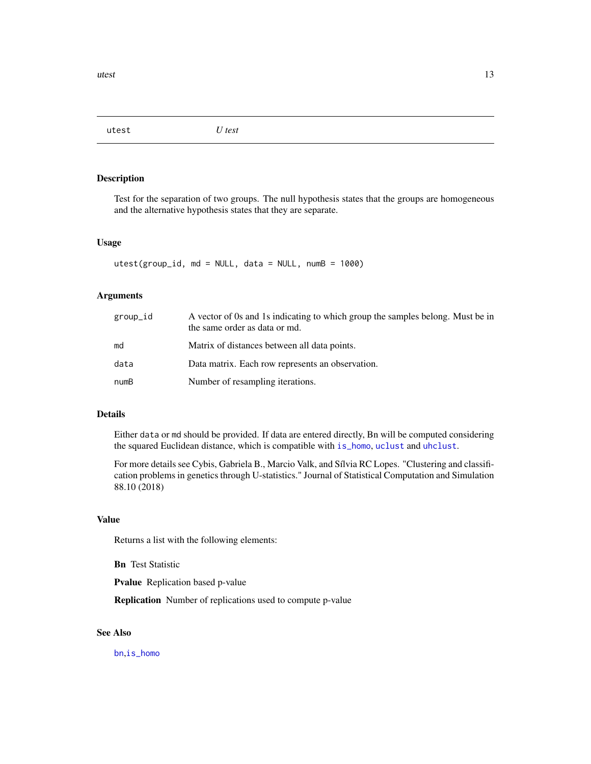## utest — U test

### Description

Test for the separation of two groups. The null hypothesis states that the groups are homogeneous and the alternative hypothesis states that they are separate.

### Usage

```
utest(group_id, md = NULL, data = NULL, numB = 1000)
```

### Arguments

| | |
|---|---|
| `group_id` | A vector of 0s and 1s indicating to which group the samples belong. Must be in the same order as data or md. |
| `md` | Matrix of distances between all data points. |
| `data` | Data matrix. Each row represents an observation. |
| `numB` | Number of resampling iterations. |

### Details

Either `data` or `md` should be provided. If data are entered directly, Bn will be computed considering the squared Euclidean distance, which is compatible with `is_homo`, `uclust` and `uhclust`.

For more details see Cybis, Gabriela B., Marcio Valk, and Sílvia RC Lopes. "Clustering and classification problems in genetics through U-statistics." Journal of Statistical Computation and Simulation 88.10 (2018)

### Value

Returns a list with the following elements:

**Bn** Test Statistic

**Pvalue** Replication based p-value

**Replication** Number of replications used to compute p-value

### See Also

`bn`,`is_homo`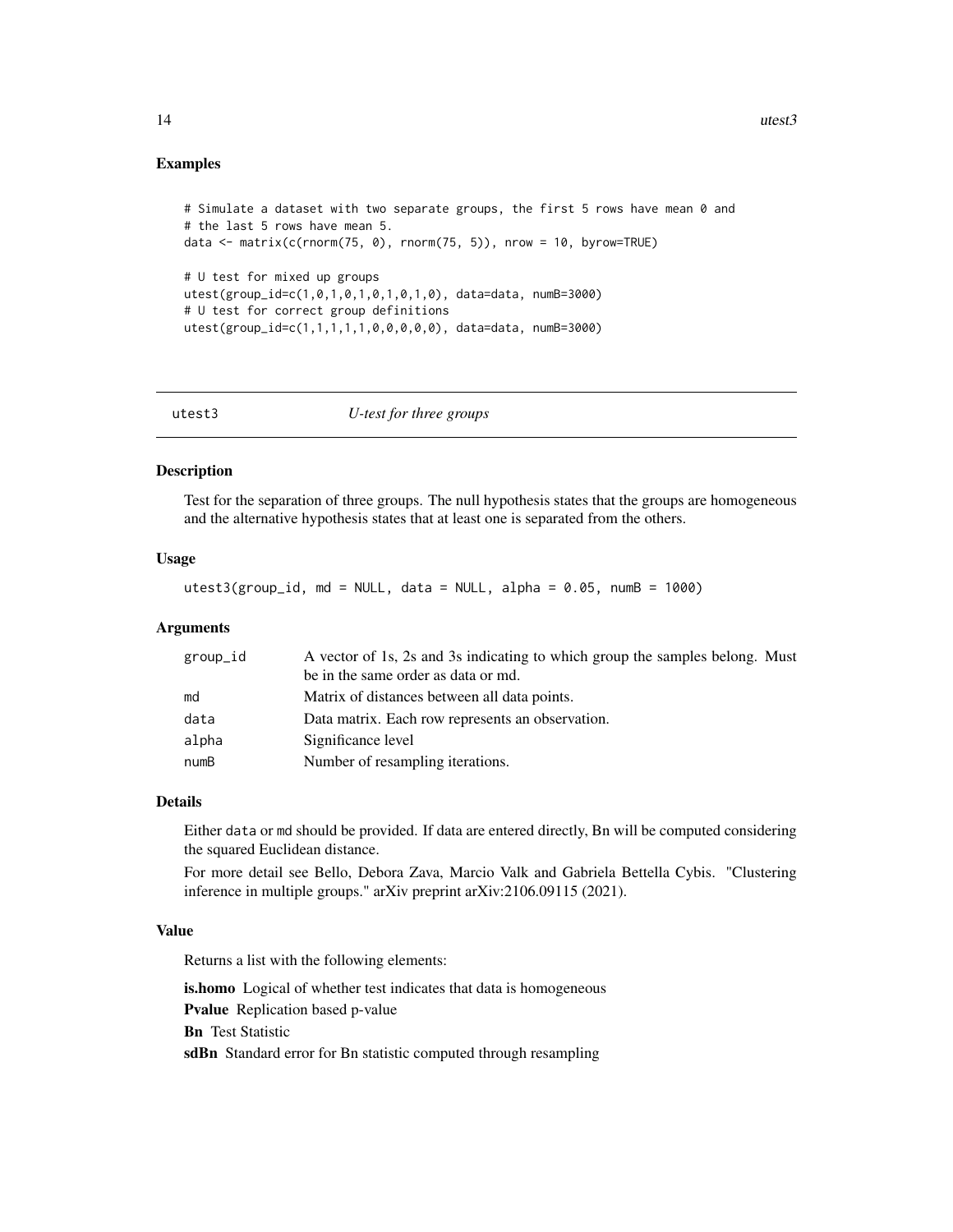## Examples

```
# Simulate a dataset with two separate groups, the first 5 rows have mean 0 and
# the last 5 rows have mean 5.
data <- matrix(c(rnorm(75, 0), rnorm(75, 5)), nrow = 10, byrow=TRUE)

# U test for mixed up groups
utest(group_id=c(1,0,1,0,1,0,1,0,1,0), data=data, numB=3000)
# U test for correct group definitions
utest(group_id=c(1,1,1,1,1,0,0,0,0,0), data=data, numB=3000)
```

---

# utest3 — *U-test for three groups*

---

### Description

Test for the separation of three groups. The null hypothesis states that the groups are homogeneous and the alternative hypothesis states that at least one is separated from the others.

### Usage

```
utest3(group_id, md = NULL, data = NULL, alpha = 0.05, numB = 1000)
```

### Arguments

| | |
|---|---|
| group_id | A vector of 1s, 2s and 3s indicating to which group the samples belong. Must be in the same order as data or md. |
| md | Matrix of distances between all data points. |
| data | Data matrix. Each row represents an observation. |
| alpha | Significance level |
| numB | Number of resampling iterations. |

### Details

Either `data` or `md` should be provided. If data are entered directly, Bn will be computed considering the squared Euclidean distance.

For more detail see Bello, Debora Zava, Marcio Valk and Gabriela Bettella Cybis. "Clustering inference in multiple groups." arXiv preprint arXiv:2106.09115 (2021).

### Value

Returns a list with the following elements:

**is.homo** Logical of whether test indicates that data is homogeneous

**Pvalue** Replication based p-value

**Bn** Test Statistic

**sdBn** Standard error for Bn statistic computed through resampling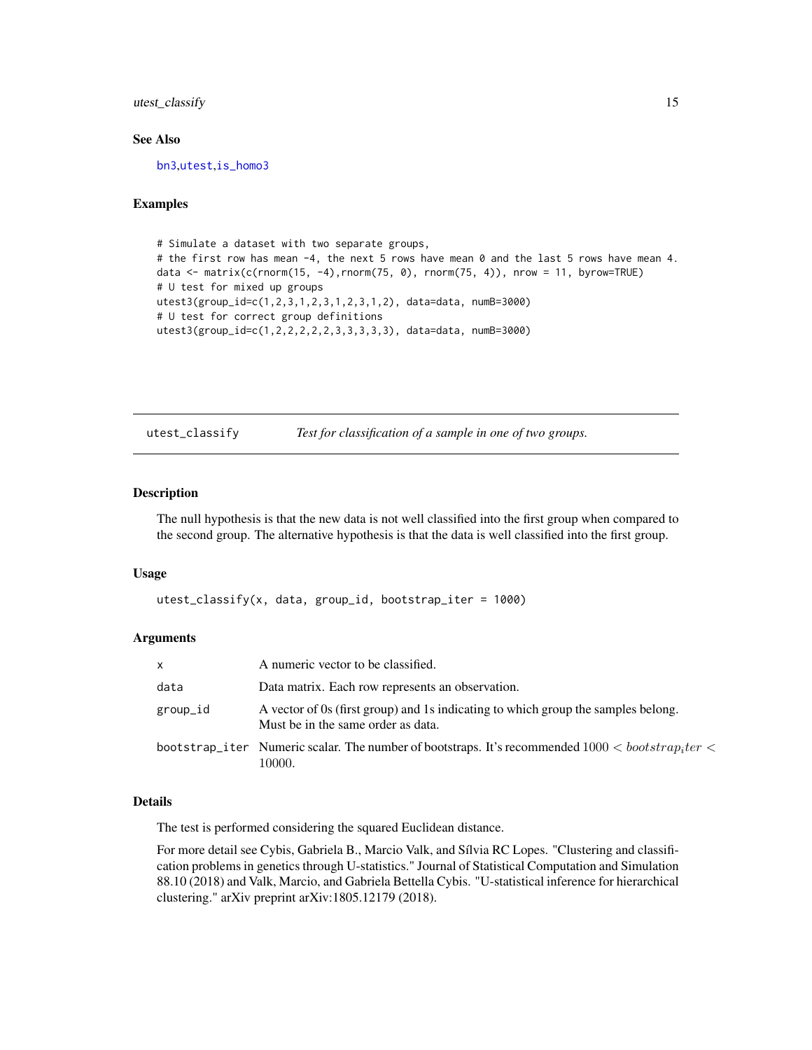### See Also

bn3, utest, is_homo3

### Examples

```
# Simulate a dataset with two separate groups,
# the first row has mean -4, the next 5 rows have mean 0 and the last 5 rows have mean 4.
data <- matrix(c(rnorm(15, -4),rnorm(75, 0), rnorm(75, 4)), nrow = 11, byrow=TRUE)
# U test for mixed up groups
utest3(group_id=c(1,2,3,1,2,3,1,2,3,1,2), data=data, numB=3000)
# U test for correct group definitions
utest3(group_id=c(1,2,2,2,2,2,3,3,3,3,3), data=data, numB=3000)
```

---

## utest_classify — *Test for classification of a sample in one of two groups.*

### Description

The null hypothesis is that the new data is not well classified into the first group when compared to the second group. The alternative hypothesis is that the data is well classified into the first group.

### Usage

```
utest_classify(x, data, group_id, bootstrap_iter = 1000)
```

### Arguments

| | |
|---|---|
| x | A numeric vector to be classified. |
| data | Data matrix. Each row represents an observation. |
| group_id | A vector of 0s (first group) and 1s indicating to which group the samples belong. Must be in the same order as data. |
| bootstrap_iter | Numeric scalar. The number of bootstraps. It's recommended $1000 < bootstrap_iter < 10000$. |

### Details

The test is performed considering the squared Euclidean distance.

For more detail see Cybis, Gabriela B., Marcio Valk, and Sílvia RC Lopes. "Clustering and classification problems in genetics through U-statistics." Journal of Statistical Computation and Simulation 88.10 (2018) and Valk, Marcio, and Gabriela Bettella Cybis. "U-statistical inference for hierarchical clustering." arXiv preprint arXiv:1805.12179 (2018).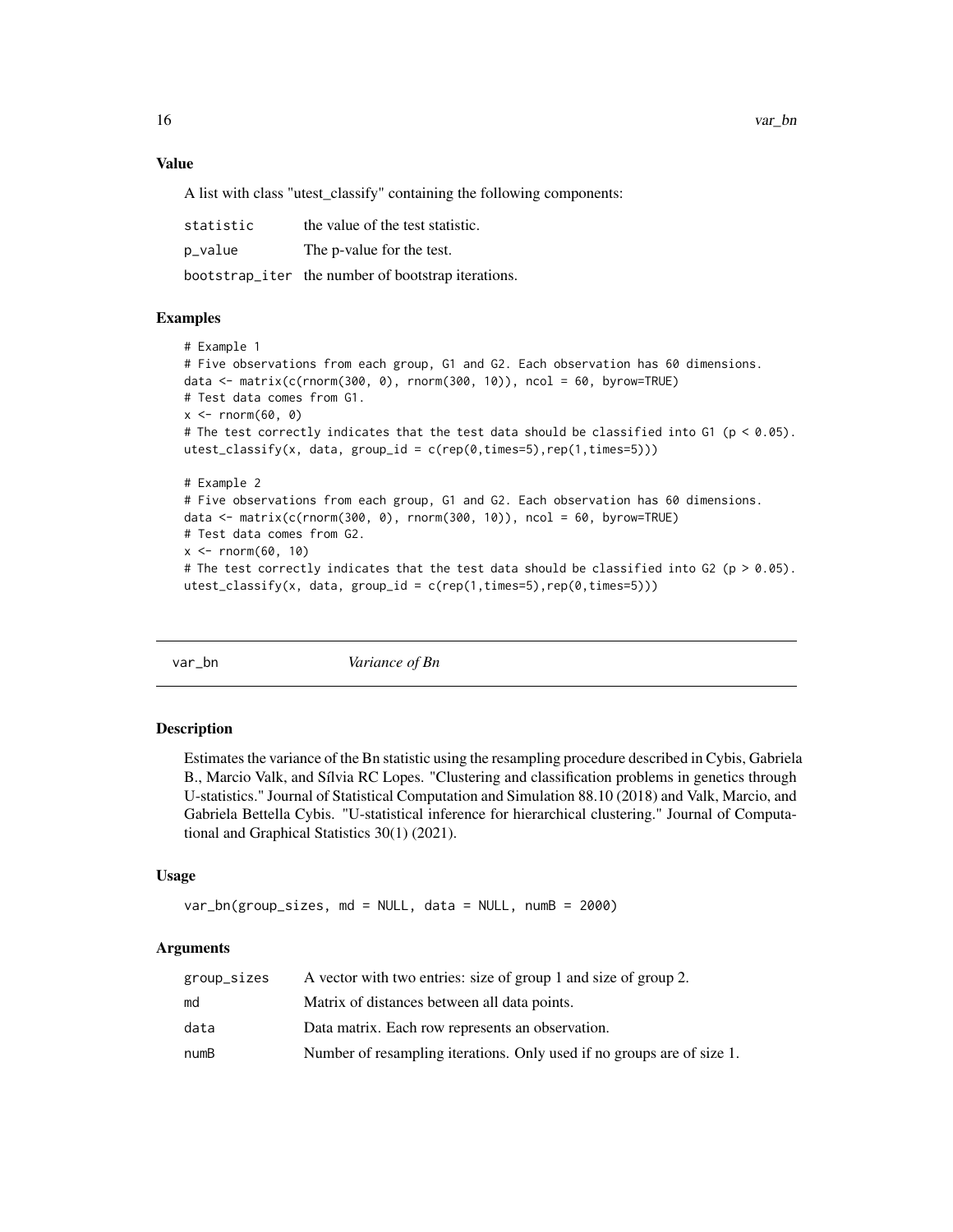### Value

A list with class "utest_classify" containing the following components:

| | |
|---|---|
| statistic | the value of the test statistic. |
| p_value | The p-value for the test. |
| bootstrap_iter | the number of bootstrap iterations. |

### Examples

```
# Example 1
# Five observations from each group, G1 and G2. Each observation has 60 dimensions.
data <- matrix(c(rnorm(300, 0), rnorm(300, 10)), ncol = 60, byrow=TRUE)
# Test data comes from G1.
x <- rnorm(60, 0)
# The test correctly indicates that the test data should be classified into G1 (p < 0.05).
utest_classify(x, data, group_id = c(rep(0,times=5),rep(1,times=5)))

# Example 2
# Five observations from each group, G1 and G2. Each observation has 60 dimensions.
data <- matrix(c(rnorm(300, 0), rnorm(300, 10)), ncol = 60, byrow=TRUE)
# Test data comes from G2.
x <- rnorm(60, 10)
# The test correctly indicates that the test data should be classified into G2 (p > 0.05).
utest_classify(x, data, group_id = c(rep(1,times=5),rep(0,times=5)))
```

---

## var_bn &nbsp;&nbsp;&nbsp;&nbsp; *Variance of Bn*

---

### Description

Estimates the variance of the Bn statistic using the resampling procedure described in Cybis, Gabriela B., Marcio Valk, and Sílvia RC Lopes. "Clustering and classification problems in genetics through U-statistics." Journal of Statistical Computation and Simulation 88.10 (2018) and Valk, Marcio, and Gabriela Bettella Cybis. "U-statistical inference for hierarchical clustering." Journal of Computational and Graphical Statistics 30(1) (2021).

### Usage

```
var_bn(group_sizes, md = NULL, data = NULL, numB = 2000)
```

### Arguments

| | |
|---|---|
| group_sizes | A vector with two entries: size of group 1 and size of group 2. |
| md | Matrix of distances between all data points. |
| data | Data matrix. Each row represents an observation. |
| numB | Number of resampling iterations. Only used if no groups are of size 1. |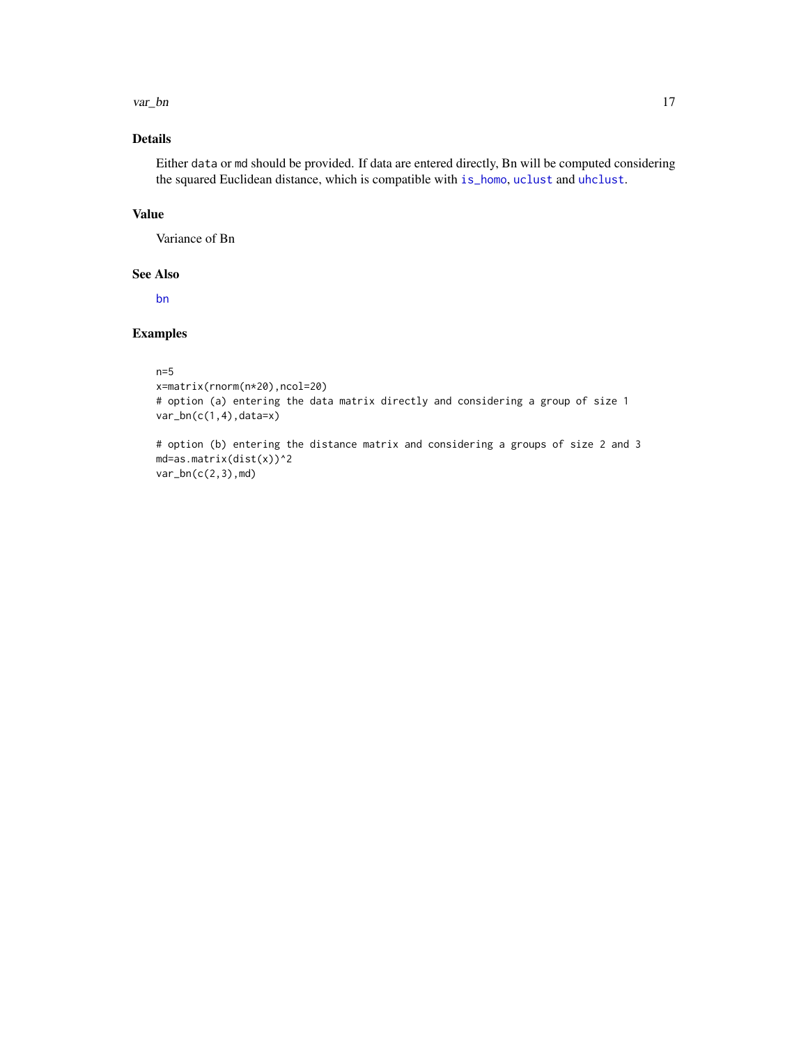## Details

Either `data` or `md` should be provided. If data are entered directly, Bn will be computed considering the squared Euclidean distance, which is compatible with `is_homo`, `uclust` and `uhclust`.

## Value

Variance of Bn

## See Also

`bn`

## Examples

```
n=5
x=matrix(rnorm(n*20),ncol=20)
# option (a) entering the data matrix directly and considering a group of size 1
var_bn(c(1,4),data=x)

# option (b) entering the distance matrix and considering a groups of size 2 and 3
md=as.matrix(dist(x))^2
var_bn(c(2,3),md)
```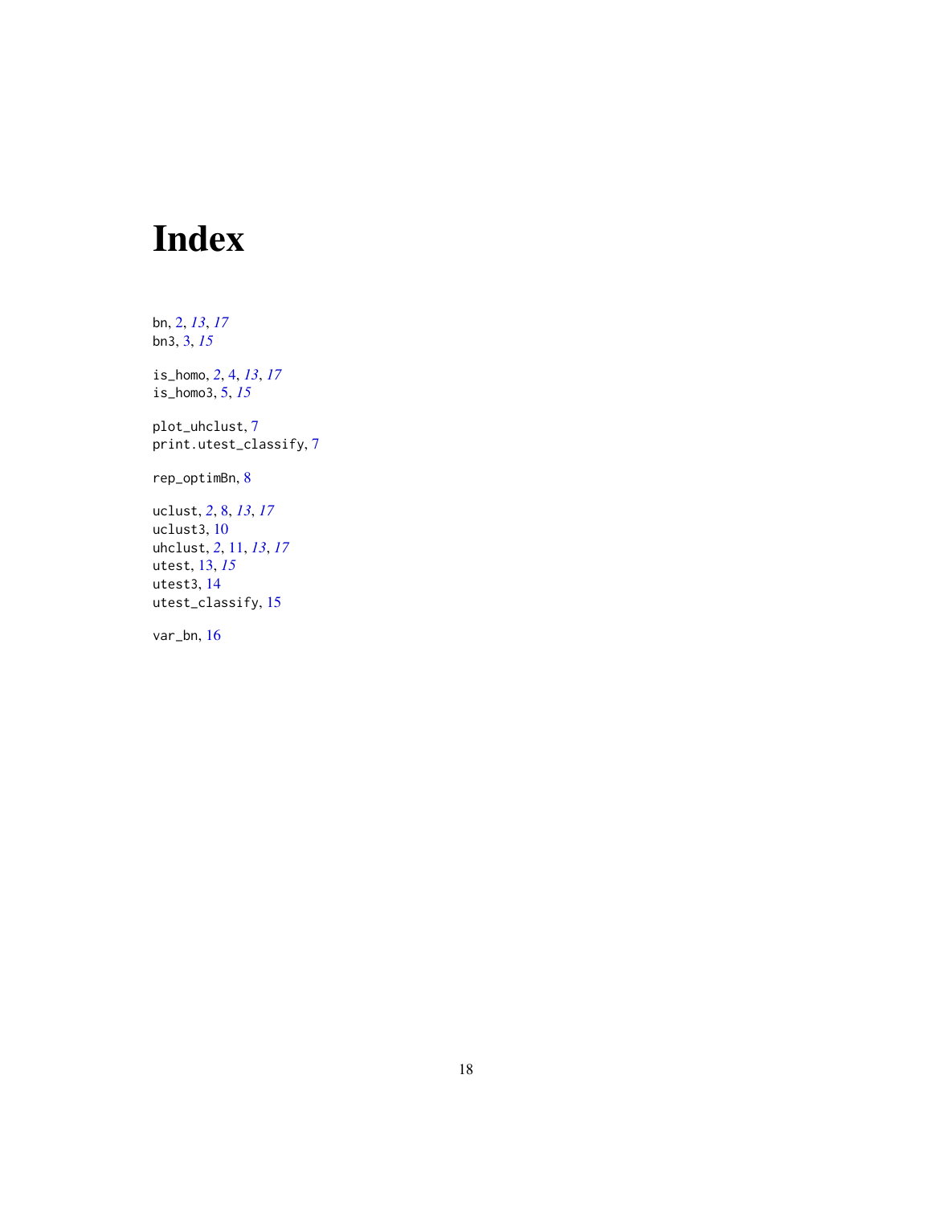# Index

bn, 2, *13*, *17*
bn3, 3, *15*

is_homo, *2*, 4, *13*, *17*
is_homo3, 5, *15*

plot_uhclust, 7
print.utest_classify, 7

rep_optimBn, 8

uclust, *2*, 8, *13*, *17*
uclust3, 10
uhclust, *2*, 11, *13*, *17*
utest, 13, *15*
utest3, 14
utest_classify, 15

var_bn, 16